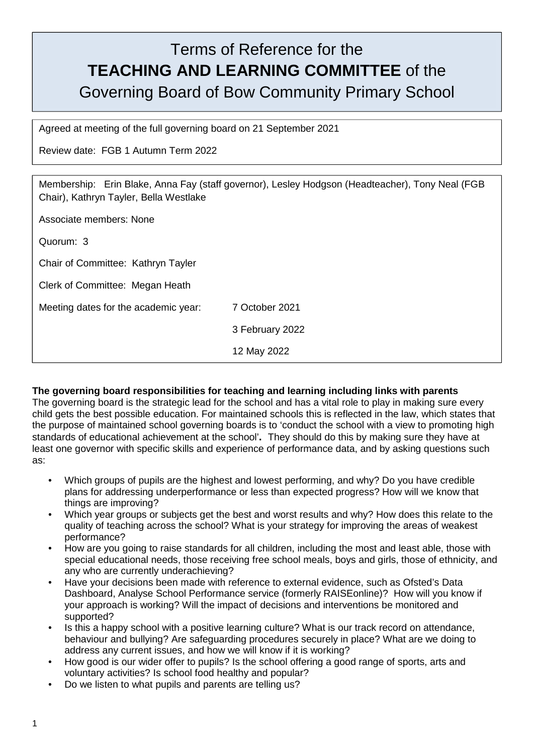# Terms of Reference for the **TEACHING AND LEARNING COMMITTEE** of the Governing Board of Bow Community Primary School

Agreed at meeting of the full governing board on 21 September 2021

Review date: FGB 1 Autumn Term 2022

Membership: Erin Blake, Anna Fay (staff governor), Lesley Hodgson (Headteacher), Tony Neal (FGB Chair), Kathryn Tayler, Bella Westlake

Associate members: None

Quorum: 3

Chair of Committee: Kathryn Tayler

Clerk of Committee: Megan Heath

| | |
|---|---|
| Meeting dates for the academic year: | 7 October 2021 |
| | 3 February 2022 |
| | 12 May 2022 |

**The governing board responsibilities for teaching and learning including links with parents**

The governing board is the strategic lead for the school and has a vital role to play in making sure every child gets the best possible education. For maintained schools this is reflected in the law, which states that the purpose of maintained school governing boards is to 'conduct the school with a view to promoting high standards of educational achievement at the school'**.** They should do this by making sure they have at least one governor with specific skills and experience of performance data, and by asking questions such as:

- Which groups of pupils are the highest and lowest performing, and why? Do you have credible plans for addressing underperformance or less than expected progress? How will we know that things are improving?
- Which year groups or subjects get the best and worst results and why? How does this relate to the quality of teaching across the school? What is your strategy for improving the areas of weakest performance?
- How are you going to raise standards for all children, including the most and least able, those with special educational needs, those receiving free school meals, boys and girls, those of ethnicity, and any who are currently underachieving?
- Have your decisions been made with reference to external evidence, such as Ofsted's Data Dashboard, Analyse School Performance service (formerly RAISEonline)? How will you know if your approach is working? Will the impact of decisions and interventions be monitored and supported?
- Is this a happy school with a positive learning culture? What is our track record on attendance, behaviour and bullying? Are safeguarding procedures securely in place? What are we doing to address any current issues, and how we will know if it is working?
- How good is our wider offer to pupils? Is the school offering a good range of sports, arts and voluntary activities? Is school food healthy and popular?
- Do we listen to what pupils and parents are telling us?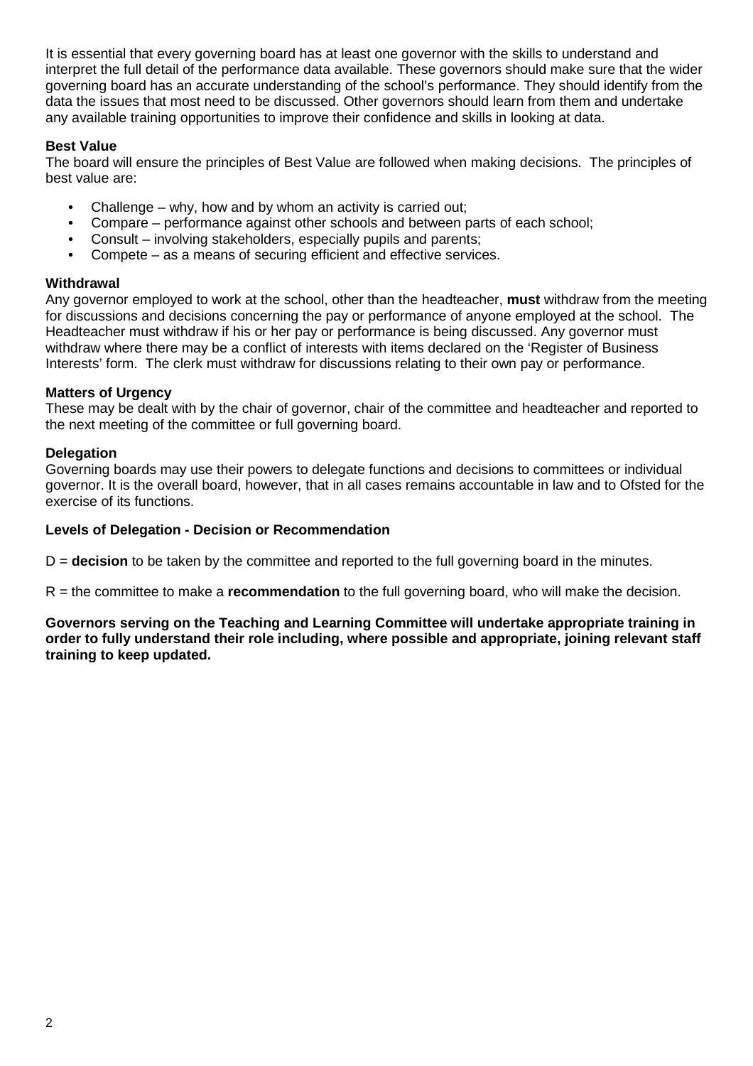It is essential that every governing board has at least one governor with the skills to understand and interpret the full detail of the performance data available. These governors should make sure that the wider governing board has an accurate understanding of the school's performance. They should identify from the data the issues that most need to be discussed. Other governors should learn from them and undertake any available training opportunities to improve their confidence and skills in looking at data.

**Best Value**

The board will ensure the principles of Best Value are followed when making decisions. The principles of best value are:

- Challenge – why, how and by whom an activity is carried out;
- Compare – performance against other schools and between parts of each school;
- Consult – involving stakeholders, especially pupils and parents;
- Compete – as a means of securing efficient and effective services.

**Withdrawal**

Any governor employed to work at the school, other than the headteacher, **must** withdraw from the meeting for discussions and decisions concerning the pay or performance of anyone employed at the school. The Headteacher must withdraw if his or her pay or performance is being discussed. Any governor must withdraw where there may be a conflict of interests with items declared on the 'Register of Business Interests' form. The clerk must withdraw for discussions relating to their own pay or performance.

**Matters of Urgency**

These may be dealt with by the chair of governor, chair of the committee and headteacher and reported to the next meeting of the committee or full governing board.

**Delegation**

Governing boards may use their powers to delegate functions and decisions to committees or individual governor. It is the overall board, however, that in all cases remains accountable in law and to Ofsted for the exercise of its functions.

**Levels of Delegation - Decision or Recommendation**

D = **decision** to be taken by the committee and reported to the full governing board in the minutes.

R = the committee to make a **recommendation** to the full governing board, who will make the decision.

**Governors serving on the Teaching and Learning Committee will undertake appropriate training in order to fully understand their role including, where possible and appropriate, joining relevant staff training to keep updated.**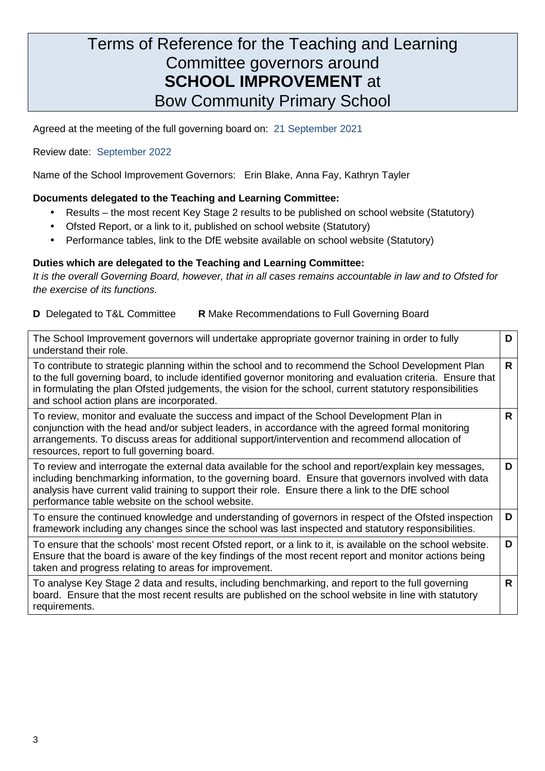# Terms of Reference for the Teaching and Learning Committee governors around **SCHOOL IMPROVEMENT** at Bow Community Primary School

Agreed at the meeting of the full governing board on: 21 September 2021

Review date: September 2022

Name of the School Improvement Governors: Erin Blake, Anna Fay, Kathryn Tayler

**Documents delegated to the Teaching and Learning Committee:**

- Results – the most recent Key Stage 2 results to be published on school website (Statutory)
- Ofsted Report, or a link to it, published on school website (Statutory)
- Performance tables, link to the DfE website available on school website (Statutory)

**Duties which are delegated to the Teaching and Learning Committee:**

*It is the overall Governing Board, however, that in all cases remains accountable in law and to Ofsted for the exercise of its functions.*

**D** Delegated to T&L Committee **R** Make Recommendations to Full Governing Board

| | |
|---|---|
| The School Improvement governors will undertake appropriate governor training in order to fully understand their role. | D |
| To contribute to strategic planning within the school and to recommend the School Development Plan to the full governing board, to include identified governor monitoring and evaluation criteria. Ensure that in formulating the plan Ofsted judgements, the vision for the school, current statutory responsibilities and school action plans are incorporated. | R |
| To review, monitor and evaluate the success and impact of the School Development Plan in conjunction with the head and/or subject leaders, in accordance with the agreed formal monitoring arrangements. To discuss areas for additional support/intervention and recommend allocation of resources, report to full governing board. | R |
| To review and interrogate the external data available for the school and report/explain key messages, including benchmarking information, to the governing board. Ensure that governors involved with data analysis have current valid training to support their role. Ensure there a link to the DfE school performance table website on the school website. | D |
| To ensure the continued knowledge and understanding of governors in respect of the Ofsted inspection framework including any changes since the school was last inspected and statutory responsibilities. | D |
| To ensure that the schools' most recent Ofsted report, or a link to it, is available on the school website. Ensure that the board is aware of the key findings of the most recent report and monitor actions being taken and progress relating to areas for improvement. | D |
| To analyse Key Stage 2 data and results, including benchmarking, and report to the full governing board. Ensure that the most recent results are published on the school website in line with statutory requirements. | R |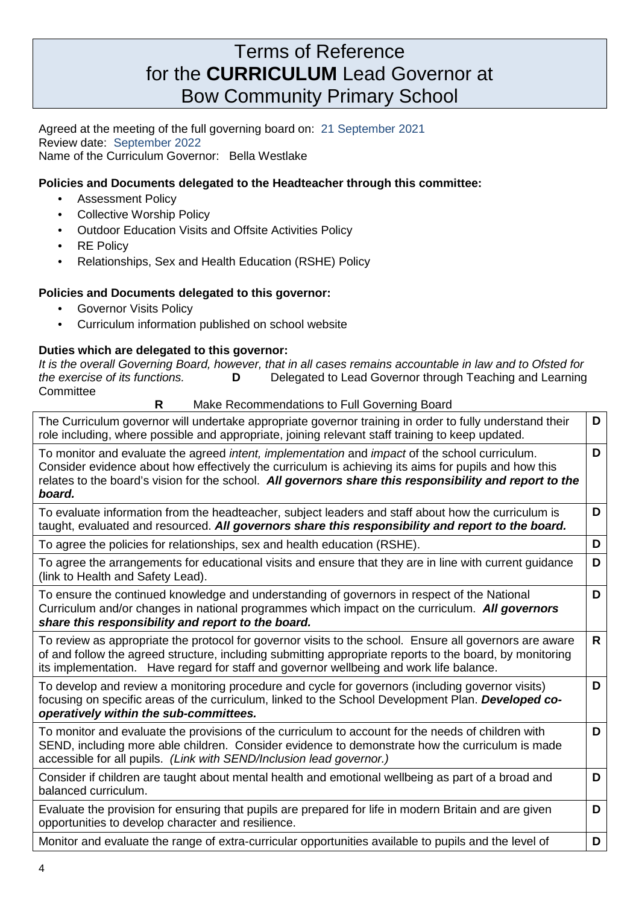# Terms of Reference for the **CURRICULUM** Lead Governor at Bow Community Primary School

Agreed at the meeting of the full governing board on: 21 September 2021
Review date: September 2022
Name of the Curriculum Governor: Bella Westlake

**Policies and Documents delegated to the Headteacher through this committee:**

- Assessment Policy
- Collective Worship Policy
- Outdoor Education Visits and Offsite Activities Policy
- RE Policy
- Relationships, Sex and Health Education (RSHE) Policy

**Policies and Documents delegated to this governor:**

- Governor Visits Policy
- Curriculum information published on school website

**Duties which are delegated to this governor:**

*It is the overall Governing Board, however, that in all cases remains accountable in law and to Ofsted for the exercise of its functions.* **D** Delegated to Lead Governor through Teaching and Learning Committee

**R** Make Recommendations to Full Governing Board

| | |
|---|---|
| The Curriculum governor will undertake appropriate governor training in order to fully understand their role including, where possible and appropriate, joining relevant staff training to keep updated. | **D** |
| To monitor and evaluate the agreed *intent, implementation* and *impact* of the school curriculum. Consider evidence about how effectively the curriculum is achieving its aims for pupils and how this relates to the board's vision for the school. ***All governors share this responsibility and report to the board.*** | **D** |
| To evaluate information from the headteacher, subject leaders and staff about how the curriculum is taught, evaluated and resourced. ***All governors share this responsibility and report to the board.*** | **D** |
| To agree the policies for relationships, sex and health education (RSHE). | **D** |
| To agree the arrangements for educational visits and ensure that they are in line with current guidance (link to Health and Safety Lead). | **D** |
| To ensure the continued knowledge and understanding of governors in respect of the National Curriculum and/or changes in national programmes which impact on the curriculum. ***All governors share this responsibility and report to the board.*** | **D** |
| To review as appropriate the protocol for governor visits to the school. Ensure all governors are aware of and follow the agreed structure, including submitting appropriate reports to the board, by monitoring its implementation. Have regard for staff and governor wellbeing and work life balance. | **R** |
| To develop and review a monitoring procedure and cycle for governors (including governor visits) focusing on specific areas of the curriculum, linked to the School Development Plan. ***Developed co-operatively within the sub-committees.*** | **D** |
| To monitor and evaluate the provisions of the curriculum to account for the needs of children with SEND, including more able children. Consider evidence to demonstrate how the curriculum is made accessible for all pupils. *(Link with SEND/Inclusion lead governor.)* | **D** |
| Consider if children are taught about mental health and emotional wellbeing as part of a broad and balanced curriculum. | **D** |
| Evaluate the provision for ensuring that pupils are prepared for life in modern Britain and are given opportunities to develop character and resilience. | **D** |
| Monitor and evaluate the range of extra-curricular opportunities available to pupils and the level of | **D** |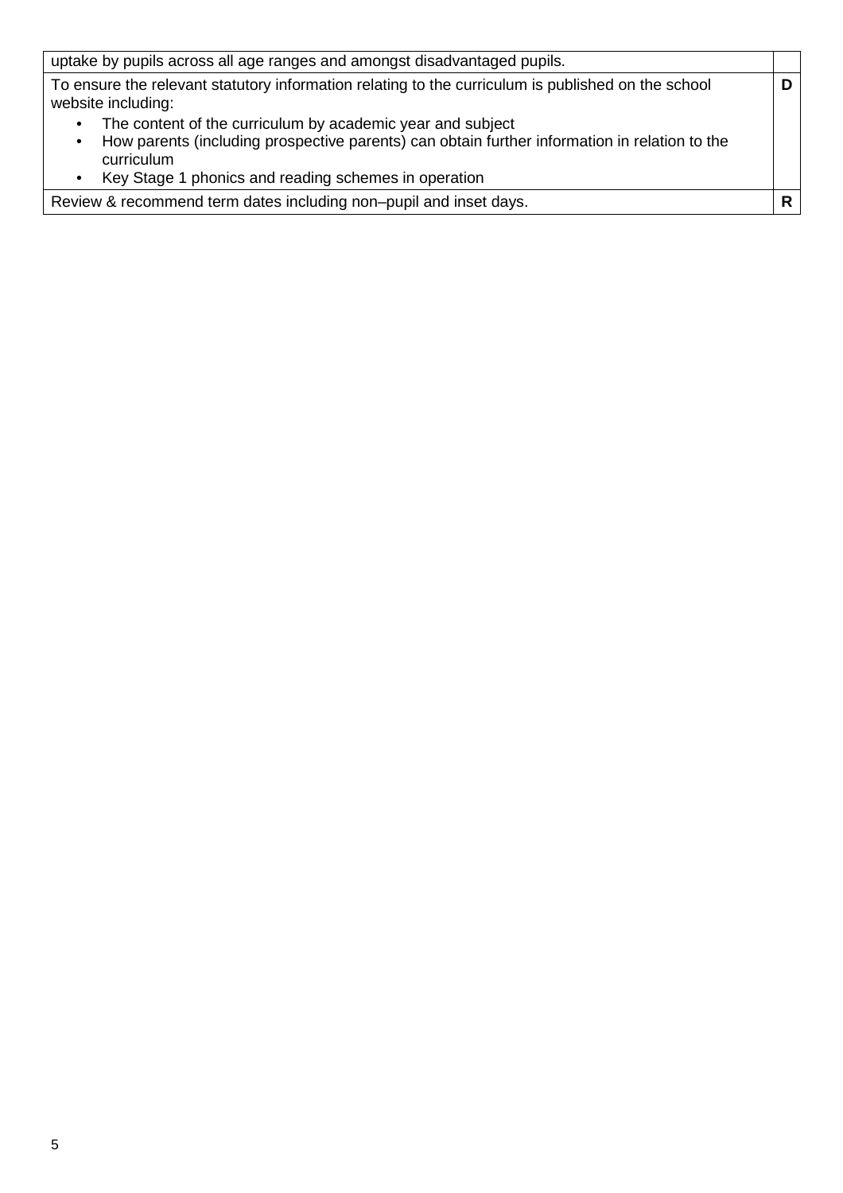| | |
|---|---|
| uptake by pupils across all age ranges and amongst disadvantaged pupils. | |
| To ensure the relevant statutory information relating to the curriculum is published on the school website including:<br>• The content of the curriculum by academic year and subject<br>• How parents (including prospective parents) can obtain further information in relation to the curriculum<br>• Key Stage 1 phonics and reading schemes in operation | **D** |
| Review & recommend term dates including non–pupil and inset days. | **R** |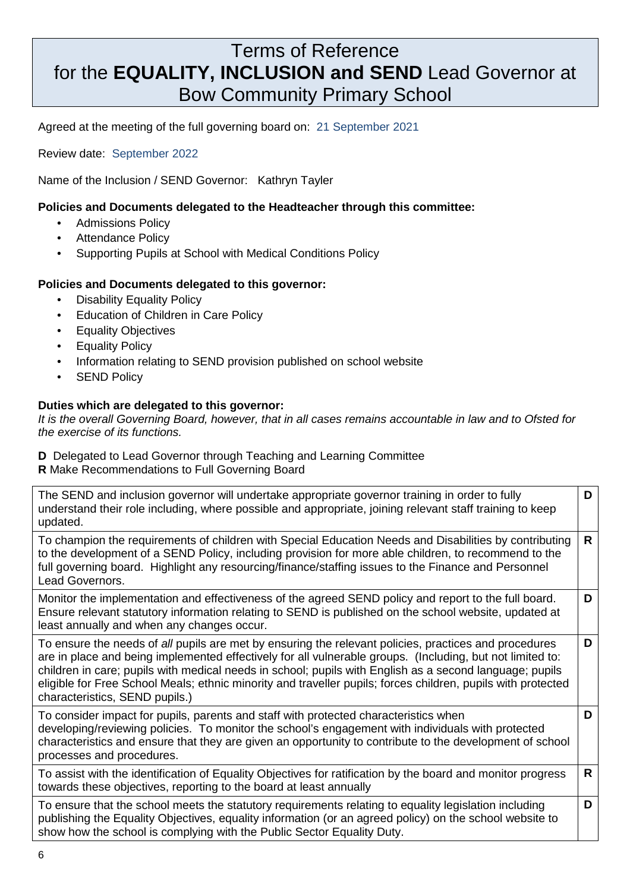# Terms of Reference for the **EQUALITY, INCLUSION and SEND** Lead Governor at Bow Community Primary School

Agreed at the meeting of the full governing board on: 21 September 2021

Review date: September 2022

Name of the Inclusion / SEND Governor: Kathryn Tayler

**Policies and Documents delegated to the Headteacher through this committee:**

- Admissions Policy
- Attendance Policy
- Supporting Pupils at School with Medical Conditions Policy

**Policies and Documents delegated to this governor:**

- Disability Equality Policy
- Education of Children in Care Policy
- Equality Objectives
- Equality Policy
- Information relating to SEND provision published on school website
- SEND Policy

**Duties which are delegated to this governor:**

*It is the overall Governing Board, however, that in all cases remains accountable in law and to Ofsted for the exercise of its functions.*

**D** Delegated to Lead Governor through Teaching and Learning Committee
**R** Make Recommendations to Full Governing Board

| Duty | |
|---|---|
| The SEND and inclusion governor will undertake appropriate governor training in order to fully understand their role including, where possible and appropriate, joining relevant staff training to keep updated. | **D** |
| To champion the requirements of children with Special Education Needs and Disabilities by contributing to the development of a SEND Policy, including provision for more able children, to recommend to the full governing board. Highlight any resourcing/finance/staffing issues to the Finance and Personnel Lead Governors. | **R** |
| Monitor the implementation and effectiveness of the agreed SEND policy and report to the full board. Ensure relevant statutory information relating to SEND is published on the school website, updated at least annually and when any changes occur. | **D** |
| To ensure the needs of *all* pupils are met by ensuring the relevant policies, practices and procedures are in place and being implemented effectively for all vulnerable groups. (Including, but not limited to: children in care; pupils with medical needs in school; pupils with English as a second language; pupils eligible for Free School Meals; ethnic minority and traveller pupils; forces children, pupils with protected characteristics, SEND pupils.) | **D** |
| To consider impact for pupils, parents and staff with protected characteristics when developing/reviewing policies. To monitor the school's engagement with individuals with protected characteristics and ensure that they are given an opportunity to contribute to the development of school processes and procedures. | **D** |
| To assist with the identification of Equality Objectives for ratification by the board and monitor progress towards these objectives, reporting to the board at least annually | **R** |
| To ensure that the school meets the statutory requirements relating to equality legislation including publishing the Equality Objectives, equality information (or an agreed policy) on the school website to show how the school is complying with the Public Sector Equality Duty. | **D** |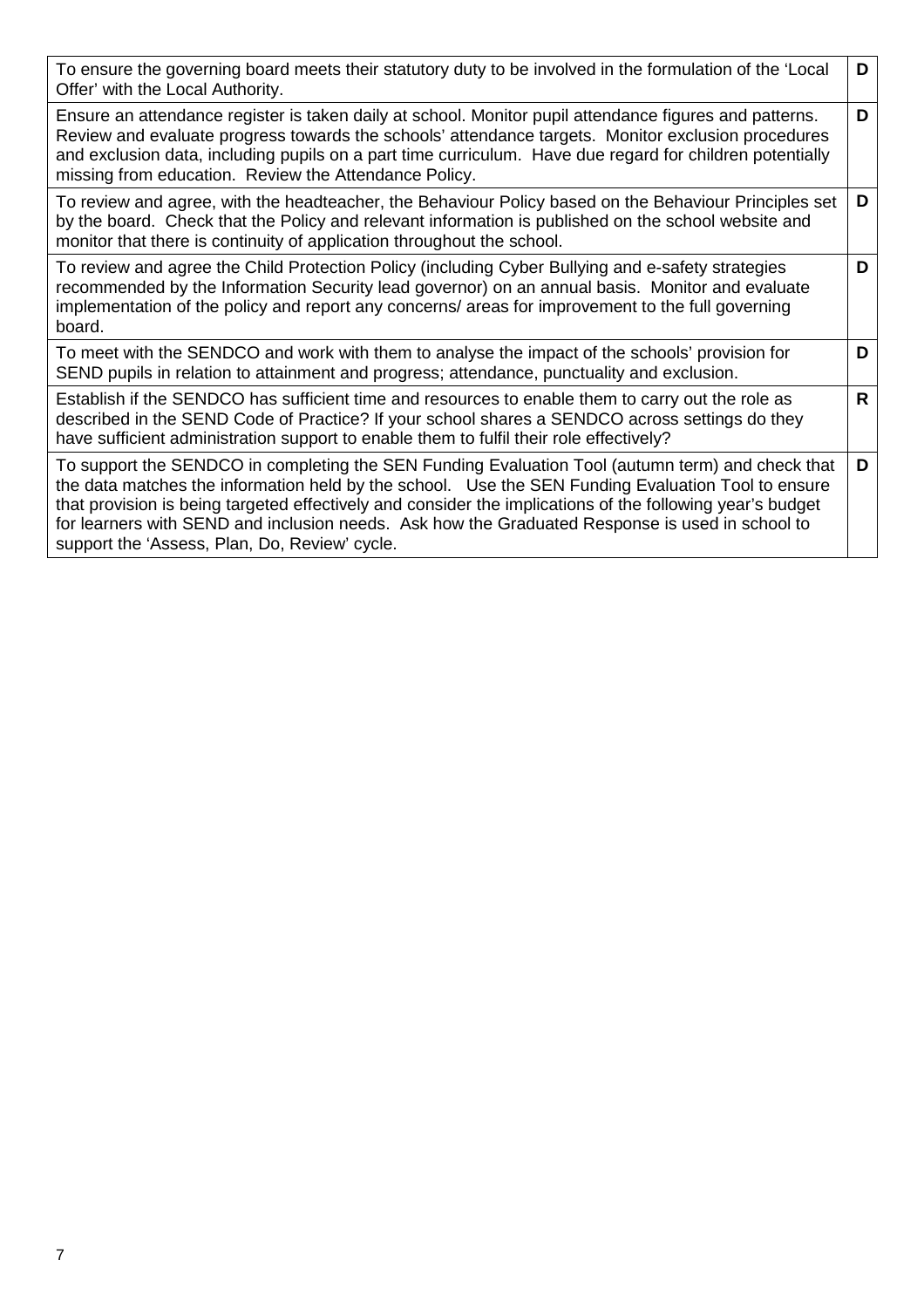| | |
|---|---|
| To ensure the governing board meets their statutory duty to be involved in the formulation of the 'Local Offer' with the Local Authority. | **D** |
| Ensure an attendance register is taken daily at school. Monitor pupil attendance figures and patterns. Review and evaluate progress towards the schools' attendance targets. Monitor exclusion procedures and exclusion data, including pupils on a part time curriculum. Have due regard for children potentially missing from education. Review the Attendance Policy. | **D** |
| To review and agree, with the headteacher, the Behaviour Policy based on the Behaviour Principles set by the board. Check that the Policy and relevant information is published on the school website and monitor that there is continuity of application throughout the school. | **D** |
| To review and agree the Child Protection Policy (including Cyber Bullying and e-safety strategies recommended by the Information Security lead governor) on an annual basis. Monitor and evaluate implementation of the policy and report any concerns/ areas for improvement to the full governing board. | **D** |
| To meet with the SENDCO and work with them to analyse the impact of the schools' provision for SEND pupils in relation to attainment and progress; attendance, punctuality and exclusion. | **D** |
| Establish if the SENDCO has sufficient time and resources to enable them to carry out the role as described in the SEND Code of Practice? If your school shares a SENDCO across settings do they have sufficient administration support to enable them to fulfil their role effectively? | **R** |
| To support the SENDCO in completing the SEN Funding Evaluation Tool (autumn term) and check that the data matches the information held by the school. Use the SEN Funding Evaluation Tool to ensure that provision is being targeted effectively and consider the implications of the following year's budget for learners with SEND and inclusion needs. Ask how the Graduated Response is used in school to support the 'Assess, Plan, Do, Review' cycle. | **D** |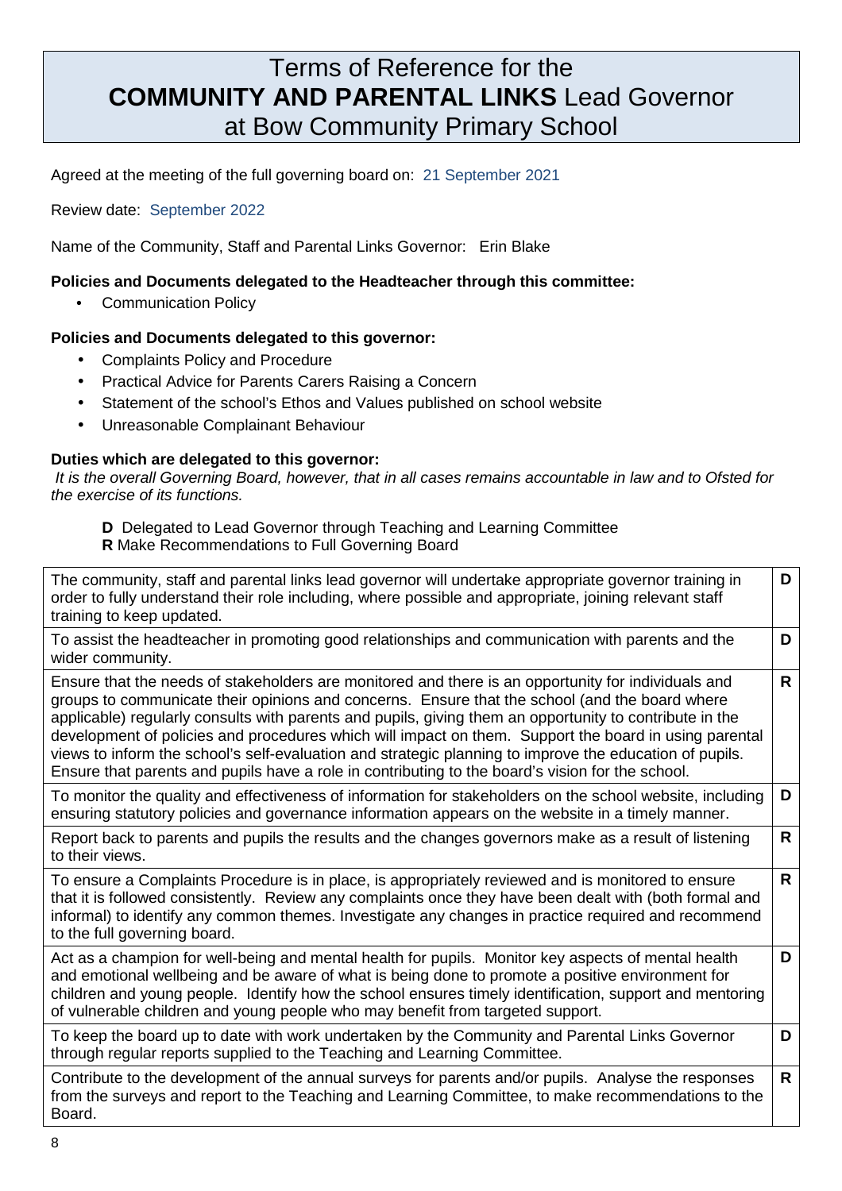# Terms of Reference for the **COMMUNITY AND PARENTAL LINKS** Lead Governor at Bow Community Primary School

Agreed at the meeting of the full governing board on: 21 September 2021

Review date: September 2022

Name of the Community, Staff and Parental Links Governor: Erin Blake

**Policies and Documents delegated to the Headteacher through this committee:**

- Communication Policy

**Policies and Documents delegated to this governor:**

- Complaints Policy and Procedure
- Practical Advice for Parents Carers Raising a Concern
- Statement of the school's Ethos and Values published on school website
- Unreasonable Complainant Behaviour

**Duties which are delegated to this governor:**

*It is the overall Governing Board, however, that in all cases remains accountable in law and to Ofsted for the exercise of its functions.*

**D** Delegated to Lead Governor through Teaching and Learning Committee
**R** Make Recommendations to Full Governing Board

| | |
|---|---|
| The community, staff and parental links lead governor will undertake appropriate governor training in order to fully understand their role including, where possible and appropriate, joining relevant staff training to keep updated. | **D** |
| To assist the headteacher in promoting good relationships and communication with parents and the wider community. | **D** |
| Ensure that the needs of stakeholders are monitored and there is an opportunity for individuals and groups to communicate their opinions and concerns. Ensure that the school (and the board where applicable) regularly consults with parents and pupils, giving them an opportunity to contribute in the development of policies and procedures which will impact on them. Support the board in using parental views to inform the school's self-evaluation and strategic planning to improve the education of pupils. Ensure that parents and pupils have a role in contributing to the board's vision for the school. | **R** |
| To monitor the quality and effectiveness of information for stakeholders on the school website, including ensuring statutory policies and governance information appears on the website in a timely manner. | **D** |
| Report back to parents and pupils the results and the changes governors make as a result of listening to their views. | **R** |
| To ensure a Complaints Procedure is in place, is appropriately reviewed and is monitored to ensure that it is followed consistently. Review any complaints once they have been dealt with (both formal and informal) to identify any common themes. Investigate any changes in practice required and recommend to the full governing board. | **R** |
| Act as a champion for well-being and mental health for pupils. Monitor key aspects of mental health and emotional wellbeing and be aware of what is being done to promote a positive environment for children and young people. Identify how the school ensures timely identification, support and mentoring of vulnerable children and young people who may benefit from targeted support. | **D** |
| To keep the board up to date with work undertaken by the Community and Parental Links Governor through regular reports supplied to the Teaching and Learning Committee. | **D** |
| Contribute to the development of the annual surveys for parents and/or pupils. Analyse the responses from the surveys and report to the Teaching and Learning Committee, to make recommendations to the Board. | **R** |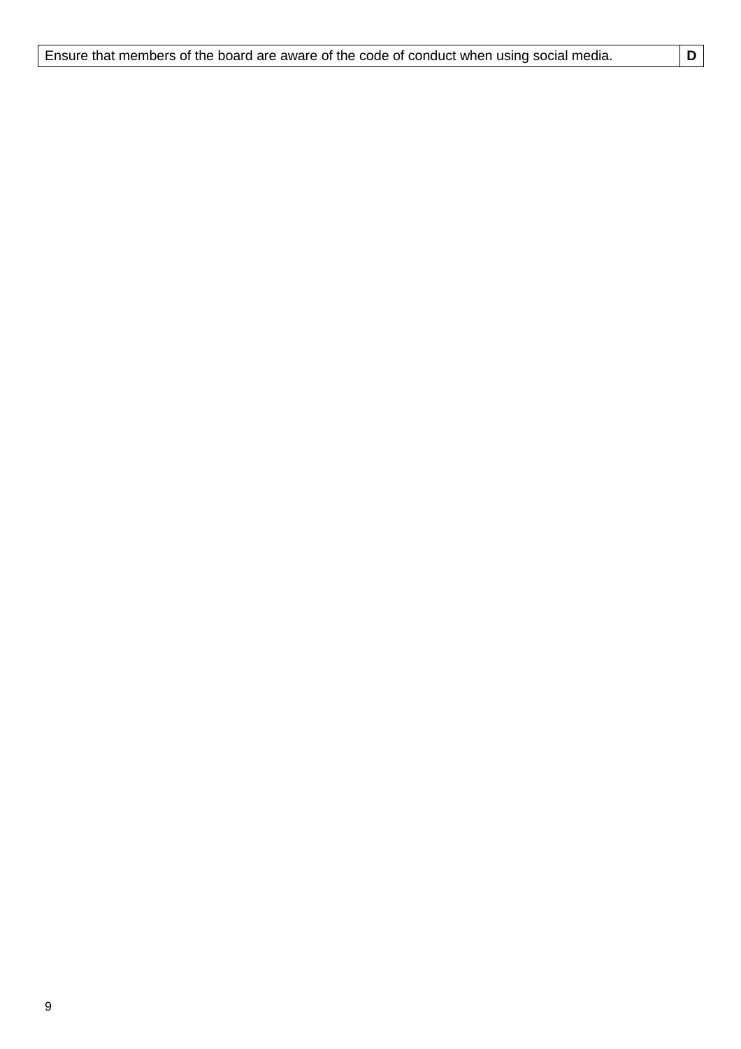| | |
|---|---|
| Ensure that members of the board are aware of the code of conduct when using social media. | **D** |